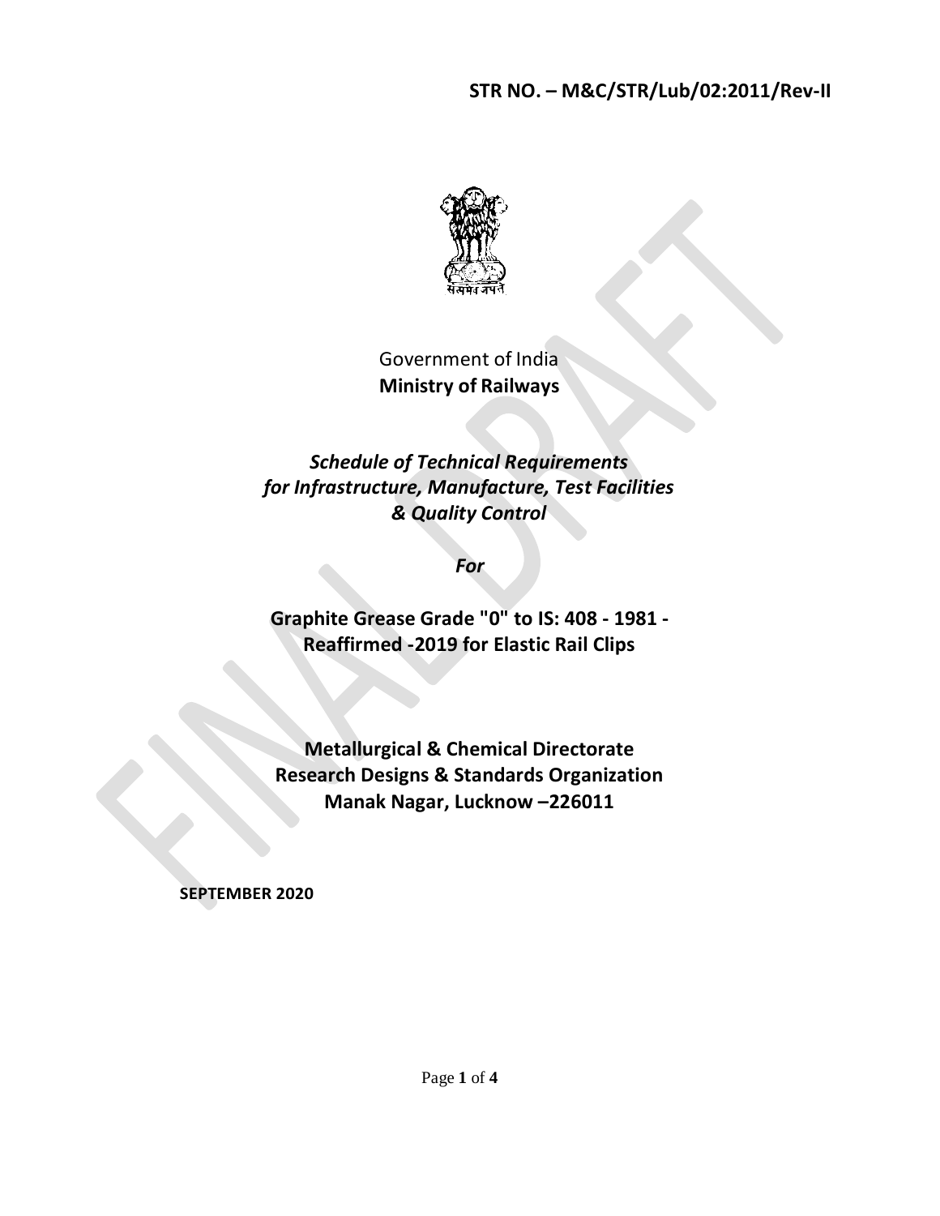**STR NO. – M&C/STR/Lub/02:2011/Rev-II**

सत्यमेव जयते

Government of India
**Ministry of Railways**

***Schedule of Technical Requirements for Infrastructure, Manufacture, Test Facilities & Quality Control***

***For***

**Graphite Grease Grade "0" to IS: 408 - 1981 - Reaffirmed -2019 for Elastic Rail Clips**

**Metallurgical & Chemical Directorate**
**Research Designs & Standards Organization**
**Manak Nagar, Lucknow –226011**

**SEPTEMBER 2020**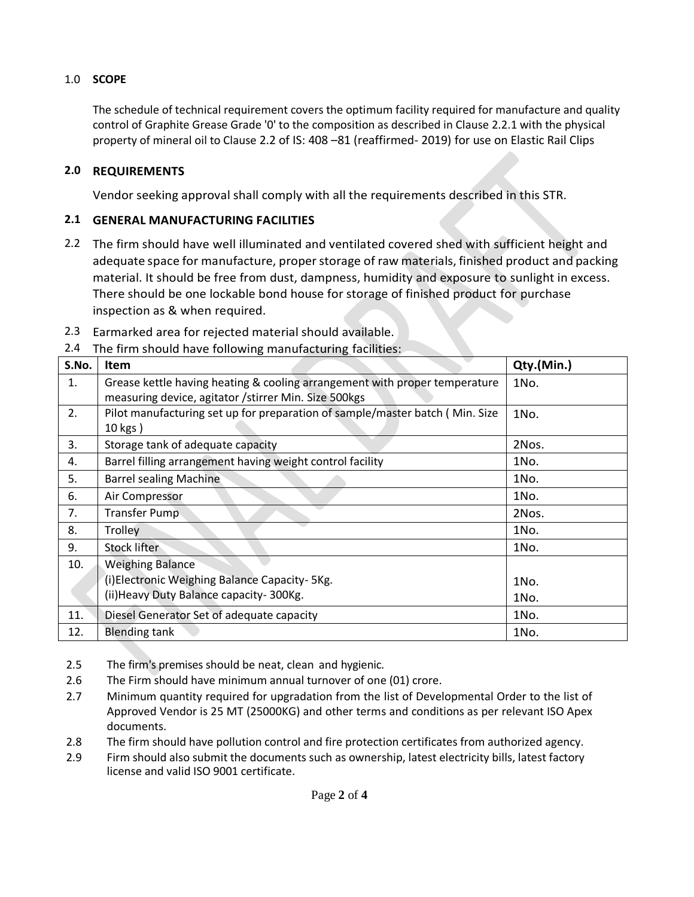## 1.0 SCOPE

The schedule of technical requirement covers the optimum facility required for manufacture and quality control of Graphite Grease Grade '0' to the composition as described in Clause 2.2.1 with the physical property of mineral oil to Clause 2.2 of IS: 408 –81 (reaffirmed- 2019) for use on Elastic Rail Clips

## 2.0 REQUIREMENTS

Vendor seeking approval shall comply with all the requirements described in this STR.

### 2.1 GENERAL MANUFACTURING FACILITIES

2.2 The firm should have well illuminated and ventilated covered shed with sufficient height and adequate space for manufacture, proper storage of raw materials, finished product and packing material. It should be free from dust, dampness, humidity and exposure to sunlight in excess. There should be one lockable bond house for storage of finished product for purchase inspection as & when required.

2.3 Earmarked area for rejected material should available.

2.4 The firm should have following manufacturing facilities:

| S.No. | Item | Qty.(Min.) |
|---|---|---|
| 1. | Grease kettle having heating & cooling arrangement with proper temperature measuring device, agitator /stirrer Min. Size 500kgs | 1No. |
| 2. | Pilot manufacturing set up for preparation of sample/master batch ( Min. Size 10 kgs ) | 1No. |
| 3. | Storage tank of adequate capacity | 2Nos. |
| 4. | Barrel filling arrangement having weight control facility | 1No. |
| 5. | Barrel sealing Machine | 1No. |
| 6. | Air Compressor | 1No. |
| 7. | Transfer Pump | 2Nos. |
| 8. | Trolley | 1No. |
| 9. | Stock lifter | 1No. |
| 10. | Weighing Balance<br>(i)Electronic Weighing Balance Capacity- 5Kg.<br>(ii)Heavy Duty Balance capacity- 300Kg. | <br>1No.<br>1No. |
| 11. | Diesel Generator Set of adequate capacity | 1No. |
| 12. | Blending tank | 1No. |

2.5 The firm's premises should be neat, clean and hygienic.

2.6 The Firm should have minimum annual turnover of one (01) crore.

2.7 Minimum quantity required for upgradation from the list of Developmental Order to the list of Approved Vendor is 25 MT (25000KG) and other terms and conditions as per relevant ISO Apex documents.

2.8 The firm should have pollution control and fire protection certificates from authorized agency.

2.9 Firm should also submit the documents such as ownership, latest electricity bills, latest factory license and valid ISO 9001 certificate.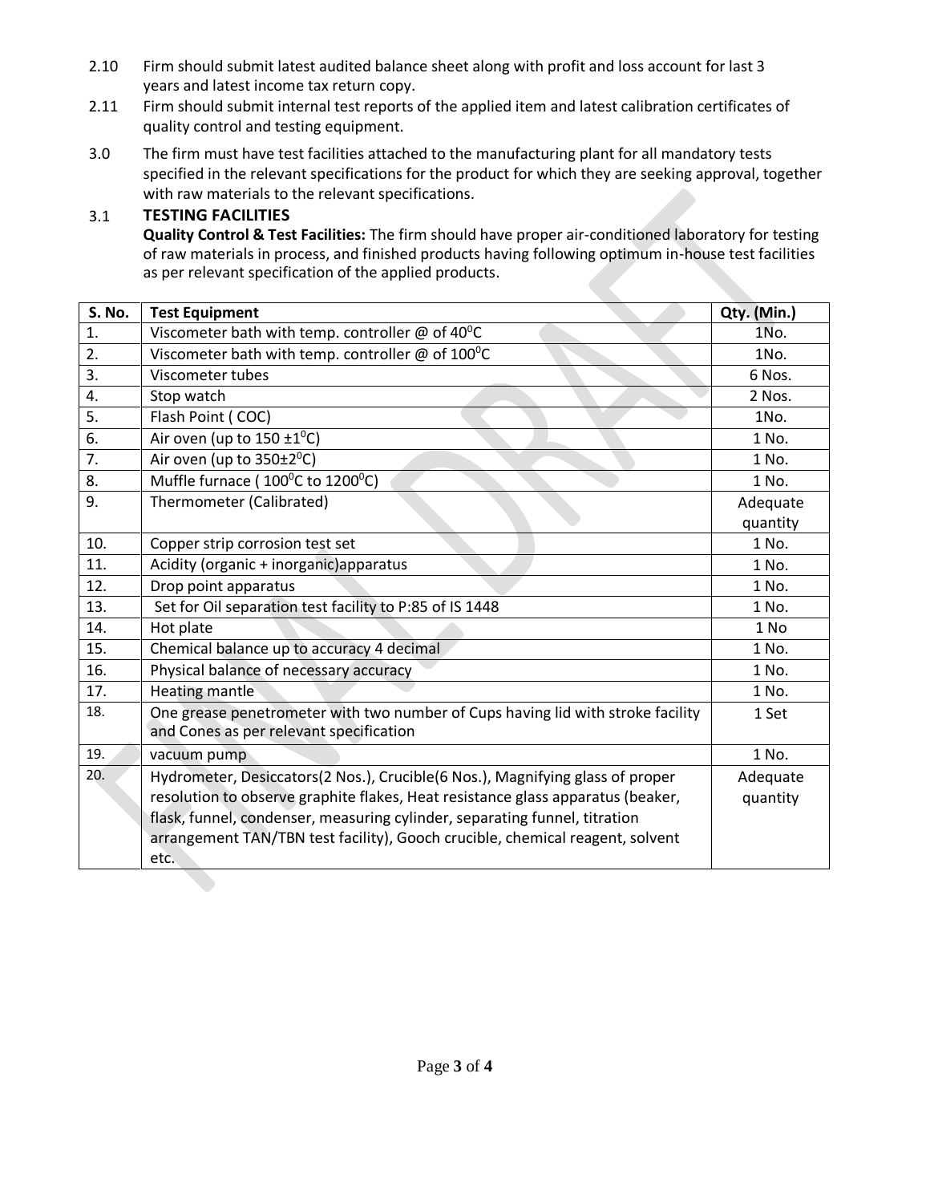2.10 Firm should submit latest audited balance sheet along with profit and loss account for last 3 years and latest income tax return copy.

2.11 Firm should submit internal test reports of the applied item and latest calibration certificates of quality control and testing equipment.

3.0 The firm must have test facilities attached to the manufacturing plant for all mandatory tests specified in the relevant specifications for the product for which they are seeking approval, together with raw materials to the relevant specifications.

3.1 **TESTING FACILITIES**

**Quality Control & Test Facilities:** The firm should have proper air-conditioned laboratory for testing of raw materials in process, and finished products having following optimum in-house test facilities as per relevant specification of the applied products.

| S. No. | Test Equipment | Qty. (Min.) |
|---|---|---|
| 1. | Viscometer bath with temp. controller @ of 40⁰C | 1No. |
| 2. | Viscometer bath with temp. controller @ of 100⁰C | 1No. |
| 3. | Viscometer tubes | 6 Nos. |
| 4. | Stop watch | 2 Nos. |
| 5. | Flash Point ( COC) | 1No. |
| 6. | Air oven (up to 150 ±1⁰C) | 1 No. |
| 7. | Air oven (up to 350±2⁰C) | 1 No. |
| 8. | Muffle furnace ( 100⁰C to 1200⁰C) | 1 No. |
| 9. | Thermometer (Calibrated) | Adequate quantity |
| 10. | Copper strip corrosion test set | 1 No. |
| 11. | Acidity (organic + inorganic)apparatus | 1 No. |
| 12. | Drop point apparatus | 1 No. |
| 13. | Set for Oil separation test facility to P:85 of IS 1448 | 1 No. |
| 14. | Hot plate | 1 No |
| 15. | Chemical balance up to accuracy 4 decimal | 1 No. |
| 16. | Physical balance of necessary accuracy | 1 No. |
| 17. | Heating mantle | 1 No. |
| 18. | One grease penetrometer with two number of Cups having lid with stroke facility and Cones as per relevant specification | 1 Set |
| 19. | vacuum pump | 1 No. |
| 20. | Hydrometer, Desiccators(2 Nos.), Crucible(6 Nos.), Magnifying glass of proper resolution to observe graphite flakes, Heat resistance glass apparatus (beaker, flask, funnel, condenser, measuring cylinder, separating funnel, titration arrangement TAN/TBN test facility), Gooch crucible, chemical reagent, solvent etc. | Adequate quantity |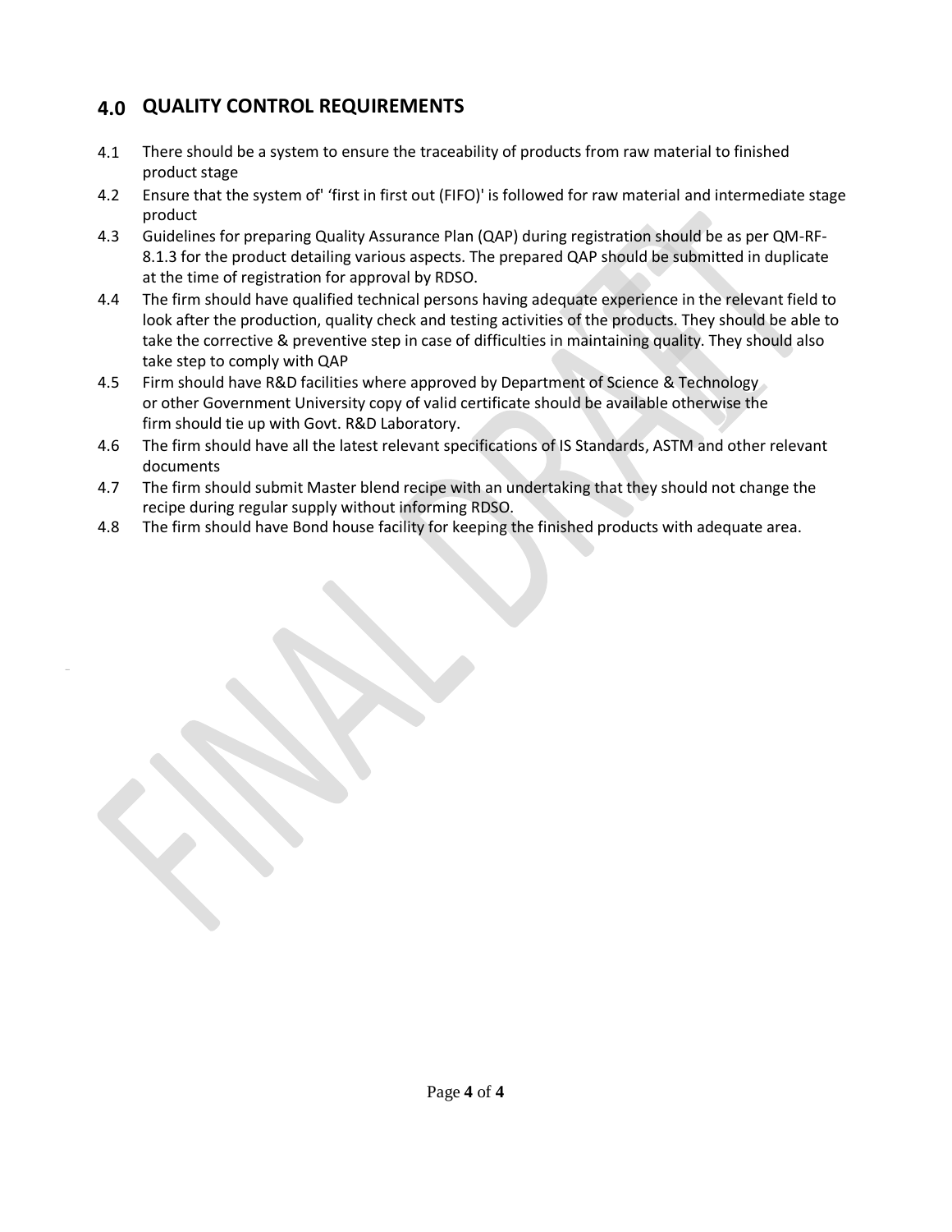## 4.0 QUALITY CONTROL REQUIREMENTS

4.1 There should be a system to ensure the traceability of products from raw material to finished product stage

4.2 Ensure that the system of' 'first in first out (FIFO)' is followed for raw material and intermediate stage product

4.3 Guidelines for preparing Quality Assurance Plan (QAP) during registration should be as per QM-RF-8.1.3 for the product detailing various aspects. The prepared QAP should be submitted in duplicate at the time of registration for approval by RDSO.

4.4 The firm should have qualified technical persons having adequate experience in the relevant field to look after the production, quality check and testing activities of the products. They should be able to take the corrective & preventive step in case of difficulties in maintaining quality. They should also take step to comply with QAP

4.5 Firm should have R&D facilities where approved by Department of Science & Technology or other Government University copy of valid certificate should be available otherwise the firm should tie up with Govt. R&D Laboratory.

4.6 The firm should have all the latest relevant specifications of IS Standards, ASTM and other relevant documents

4.7 The firm should submit Master blend recipe with an undertaking that they should not change the recipe during regular supply without informing RDSO.

4.8 The firm should have Bond house facility for keeping the finished products with adequate area.